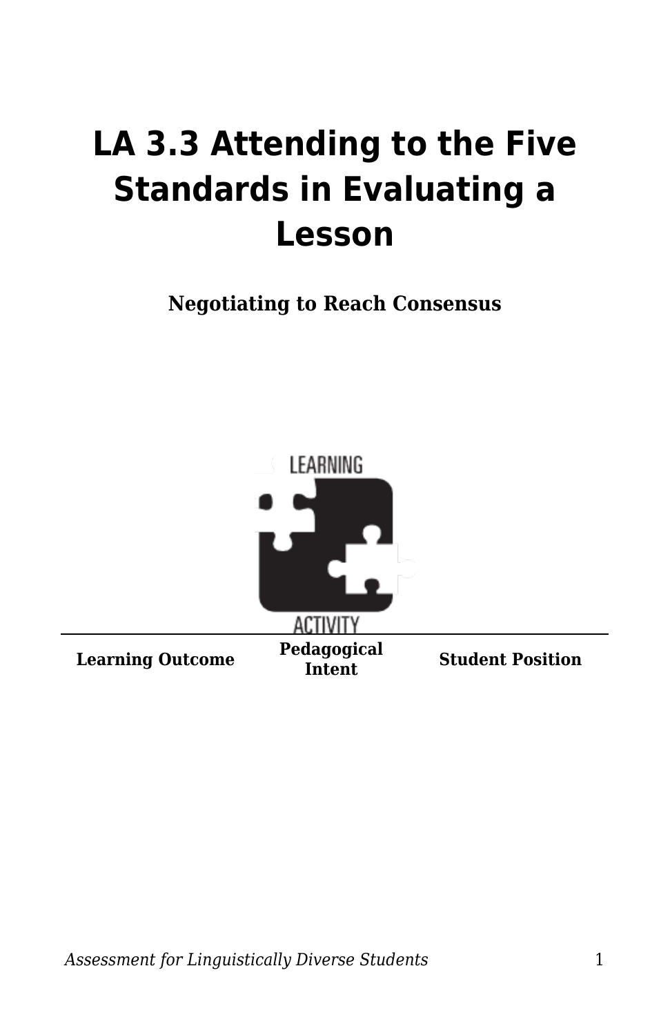# LA 3.3 Attending to the Five Standards in Evaluating a Lesson

**Negotiating to Reach Consensus**

| Learning Outcome | Pedagogical Intent | Student Position |
| --- | --- | --- |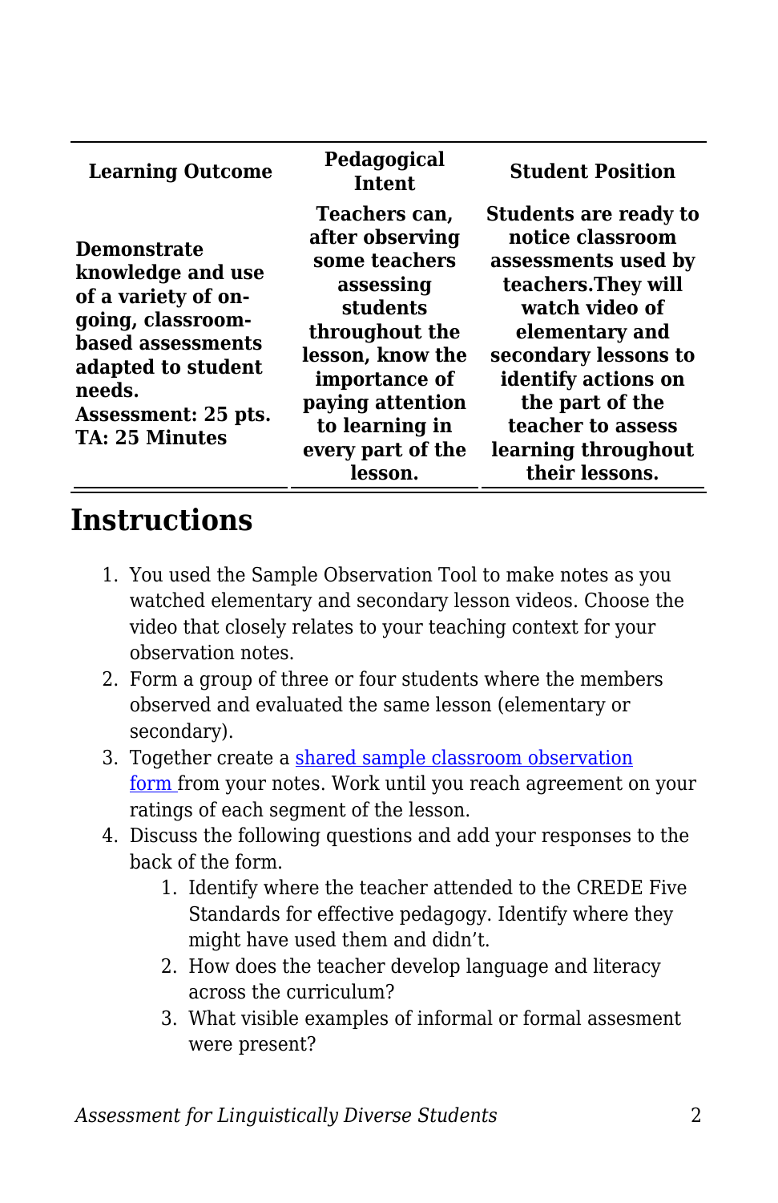| Learning Outcome | Pedagogical Intent | Student Position |
|---|---|---|
| **Demonstrate knowledge and use of a variety of on-going, classroom-based assessments adapted to student needs.**<br>**Assessment: 25 pts.**<br>**TA: 25 Minutes** | **Teachers can, after observing some teachers assessing students throughout the lesson, know the importance of paying attention to learning in every part of the lesson.** | **Students are ready to notice classroom assessments used by teachers.They will watch video of elementary and secondary lessons to identify actions on the part of the teacher to assess learning throughout their lessons.** |

## Instructions

1. You used the Sample Observation Tool to make notes as you watched elementary and secondary lesson videos. Choose the video that closely relates to your teaching context for your observation notes.
2. Form a group of three or four students where the members observed and evaluated the same lesson (elementary or secondary).
3. Together create a shared sample classroom observation form from your notes. Work until you reach agreement on your ratings of each segment of the lesson.
4. Discuss the following questions and add your responses to the back of the form.
   1. Identify where the teacher attended to the CREDE Five Standards for effective pedagogy. Identify where they might have used them and didn't.
   2. How does the teacher develop language and literacy across the curriculum?
   3. What visible examples of informal or formal assesment were present?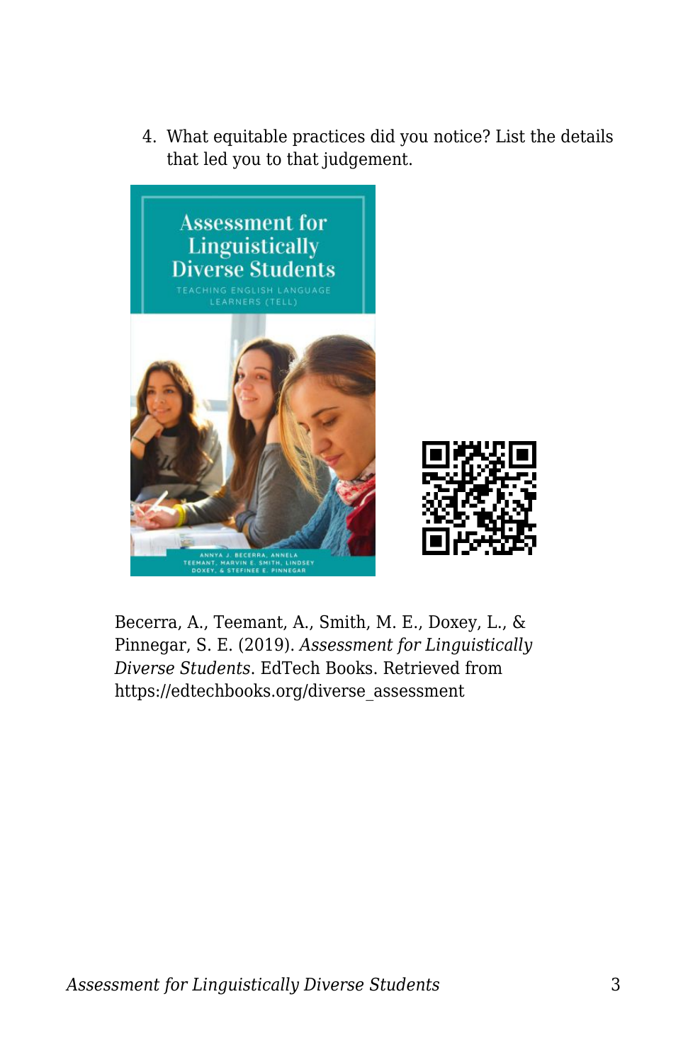4. What equitable practices did you notice? List the details that led you to that judgement.

Becerra, A., Teemant, A., Smith, M. E., Doxey, L., & Pinnegar, S. E. (2019). *Assessment for Linguistically Diverse Students*. EdTech Books. Retrieved from https://edtechbooks.org/diverse_assessment